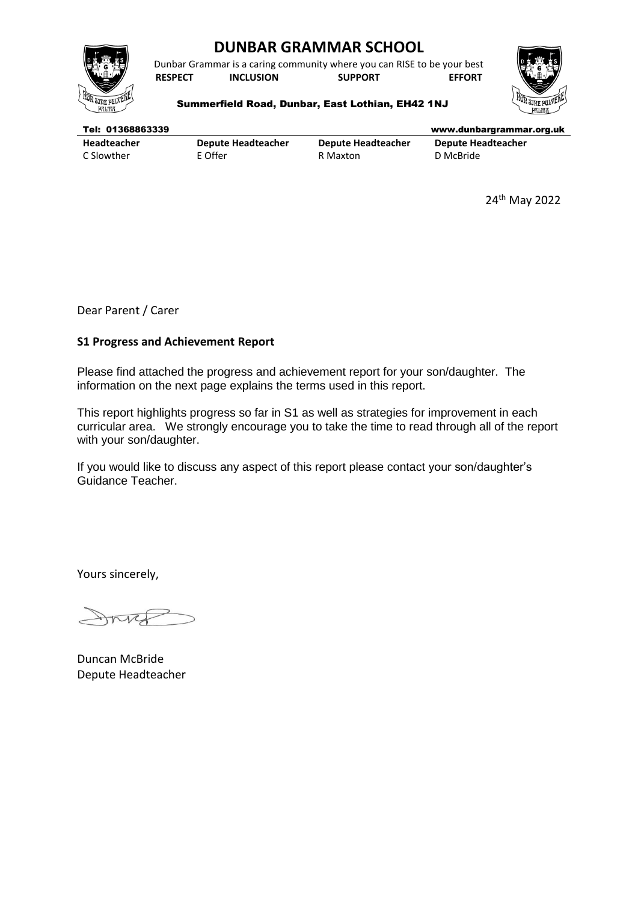# DUNBAR GRAMMAR SCHOOL

Dunbar Grammar is a caring community where you can RISE to be your best

**RESPECT INCLUSION SUPPORT EFFORT**

**Summerfield Road, Dunbar, East Lothian, EH42 1NJ**

**Tel: 01368863339** **www.dunbargrammar.org.uk**

| **Headteacher** | **Depute Headteacher** | **Depute Headteacher** | **Depute Headteacher** |
|---|---|---|---|
| C Slowther | E Offer | R Maxton | D McBride |

24th May 2022

Dear Parent / Carer

**S1 Progress and Achievement Report**

Please find attached the progress and achievement report for your son/daughter. The information on the next page explains the terms used in this report.

This report highlights progress so far in S1 as well as strategies for improvement in each curricular area. We strongly encourage you to take the time to read through all of the report with your son/daughter.

If you would like to discuss any aspect of this report please contact your son/daughter's Guidance Teacher.

Yours sincerely,

Duncan McBride
Depute Headteacher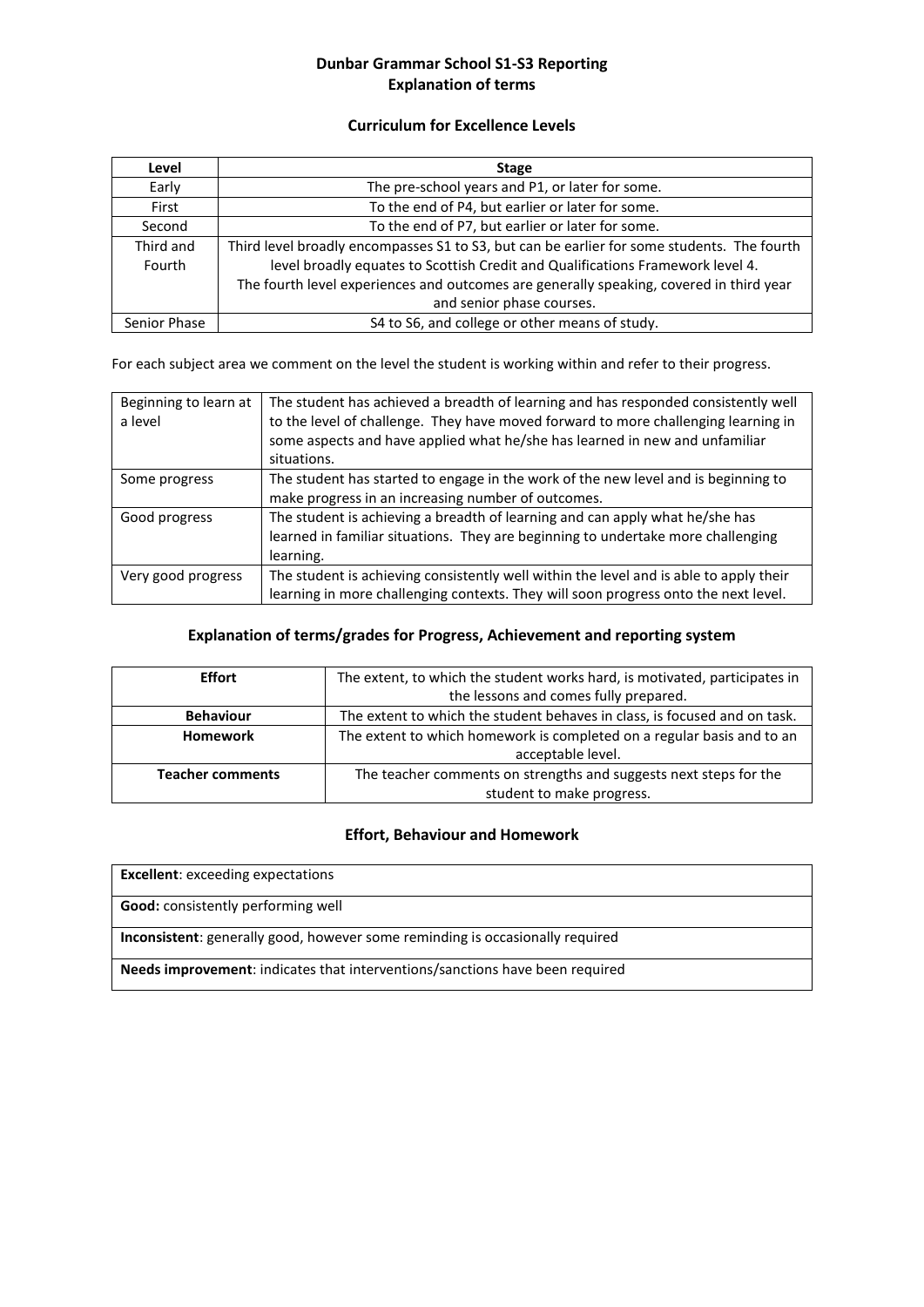# Dunbar Grammar School S1-S3 Reporting
## Explanation of terms

### Curriculum for Excellence Levels

| Level | Stage |
|---|---|
| Early | The pre-school years and P1, or later for some. |
| First | To the end of P4, but earlier or later for some. |
| Second | To the end of P7, but earlier or later for some. |
| Third and Fourth | Third level broadly encompasses S1 to S3, but can be earlier for some students. The fourth level broadly equates to Scottish Credit and Qualifications Framework level 4. The fourth level experiences and outcomes are generally speaking, covered in third year and senior phase courses. |
| Senior Phase | S4 to S6, and college or other means of study. |

For each subject area we comment on the level the student is working within and refer to their progress.

| | |
|---|---|
| Beginning to learn at a level | The student has achieved a breadth of learning and has responded consistently well to the level of challenge. They have moved forward to more challenging learning in some aspects and have applied what he/she has learned in new and unfamiliar situations. |
| Some progress | The student has started to engage in the work of the new level and is beginning to make progress in an increasing number of outcomes. |
| Good progress | The student is achieving a breadth of learning and can apply what he/she has learned in familiar situations. They are beginning to undertake more challenging learning. |
| Very good progress | The student is achieving consistently well within the level and is able to apply their learning in more challenging contexts. They will soon progress onto the next level. |

### Explanation of terms/grades for Progress, Achievement and reporting system

| | |
|---|---|
| **Effort** | The extent, to which the student works hard, is motivated, participates in the lessons and comes fully prepared. |
| **Behaviour** | The extent to which the student behaves in class, is focused and on task. |
| **Homework** | The extent to which homework is completed on a regular basis and to an acceptable level. |
| **Teacher comments** | The teacher comments on strengths and suggests next steps for the student to make progress. |

### Effort, Behaviour and Homework

| |
|---|
| **Excellent**: exceeding expectations |
| **Good:** consistently performing well |
| **Inconsistent**: generally good, however some reminding is occasionally required |
| **Needs improvement**: indicates that interventions/sanctions have been required |